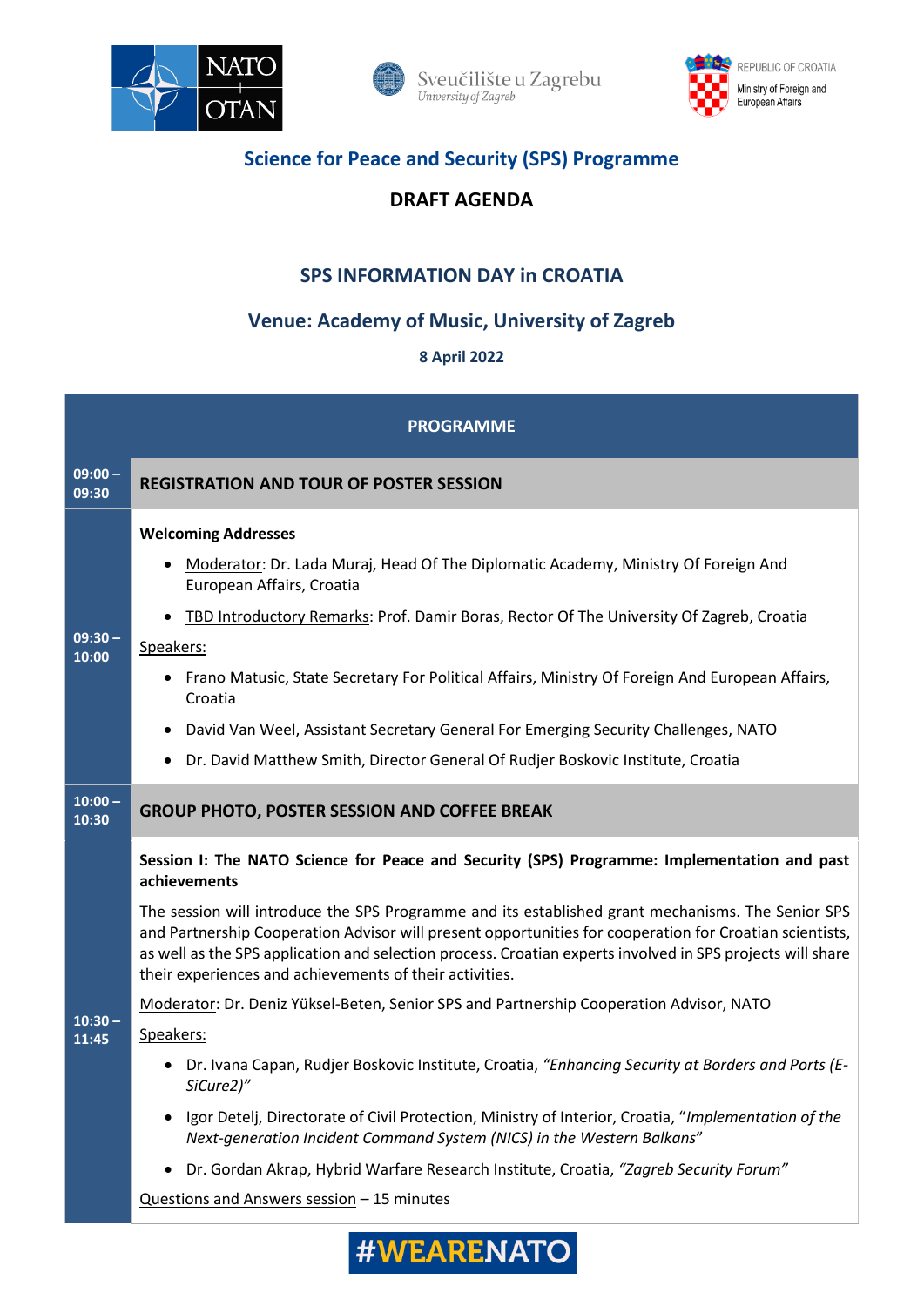NATO OTAN

Sveučilište u Zagrebu
University of Zagreb

REPUBLIC OF CROATIA
Ministry of Foreign and European Affairs

## Science for Peace and Security (SPS) Programme

**DRAFT AGENDA**

# SPS INFORMATION DAY in CROATIA

## Venue: Academy of Music, University of Zagreb

**8 April 2022**

| PROGRAMME | |
|---|---|
| **09:00 – 09:30** | **REGISTRATION AND TOUR OF POSTER SESSION** |
| **09:30 – 10:00** | **Welcoming Addresses**<br>• Moderator: Dr. Lada Muraj, Head Of The Diplomatic Academy, Ministry Of Foreign And European Affairs, Croatia<br>• TBD Introductory Remarks: Prof. Damir Boras, Rector Of The University Of Zagreb, Croatia<br>Speakers:<br>• Frano Matusic, State Secretary For Political Affairs, Ministry Of Foreign And European Affairs, Croatia<br>• David Van Weel, Assistant Secretary General For Emerging Security Challenges, NATO<br>• Dr. David Matthew Smith, Director General Of Rudjer Boskovic Institute, Croatia |
| **10:00 – 10:30** | **GROUP PHOTO, POSTER SESSION AND COFFEE BREAK** |
| **10:30 – 11:45** | **Session I: The NATO Science for Peace and Security (SPS) Programme: Implementation and past achievements**<br>The session will introduce the SPS Programme and its established grant mechanisms. The Senior SPS and Partnership Cooperation Advisor will present opportunities for cooperation for Croatian scientists, as well as the SPS application and selection process. Croatian experts involved in SPS projects will share their experiences and achievements of their activities.<br>Moderator: Dr. Deniz Yüksel-Beten, Senior SPS and Partnership Cooperation Advisor, NATO<br>Speakers:<br>• Dr. Ivana Capan, Rudjer Boskovic Institute, Croatia, *"Enhancing Security at Borders and Ports (E-SiCure2)"*<br>• Igor Detelj, Directorate of Civil Protection, Ministry of Interior, Croatia, "*Implementation of the Next-generation Incident Command System (NICS) in the Western Balkans*"<br>• Dr. Gordan Akrap, Hybrid Warfare Research Institute, Croatia, *"Zagreb Security Forum"*<br>Questions and Answers session – 15 minutes |

#WEARENATO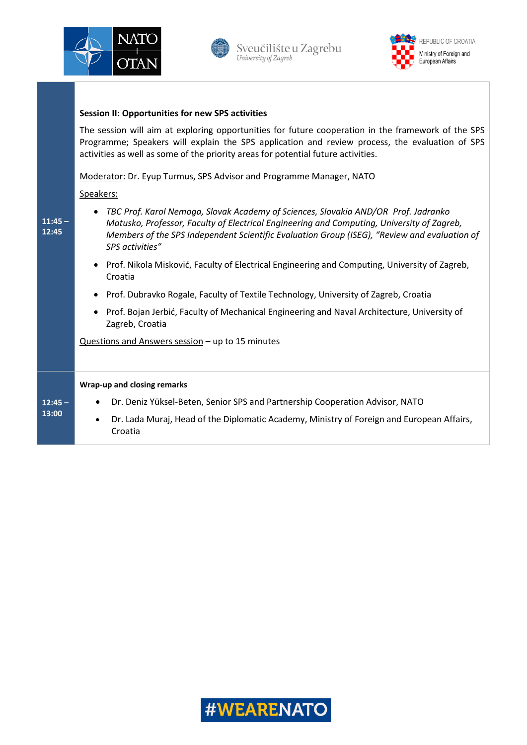| | |
|---|---|
| **11:45 – 12:45** | **Session II: Opportunities for new SPS activities**<br><br>The session will aim at exploring opportunities for future cooperation in the framework of the SPS Programme; Speakers will explain the SPS application and review process, the evaluation of SPS activities as well as some of the priority areas for potential future activities.<br><br>Moderator: Dr. Eyup Turmus, SPS Advisor and Programme Manager, NATO<br><br>Speakers:<br><br>• *TBC Prof. Karol Nemoga, Slovak Academy of Sciences, Slovakia AND/OR Prof. Jadranko Matusko, Professor, Faculty of Electrical Engineering and Computing, University of Zagreb, Members of the SPS Independent Scientific Evaluation Group (ISEG), "Review and evaluation of SPS activities"*<br>• Prof. Nikola Misković, Faculty of Electrical Engineering and Computing, University of Zagreb, Croatia<br>• Prof. Dubravko Rogale, Faculty of Textile Technology, University of Zagreb, Croatia<br>• Prof. Bojan Jerbić, Faculty of Mechanical Engineering and Naval Architecture, University of Zagreb, Croatia<br><br>Questions and Answers session – up to 15 minutes |
| **12:45 – 13:00** | **Wrap-up and closing remarks**<br><br>• Dr. Deniz Yüksel-Beten, Senior SPS and Partnership Cooperation Advisor, NATO<br>• Dr. Lada Muraj, Head of the Diplomatic Academy, Ministry of Foreign and European Affairs, Croatia |

#WEARENATO